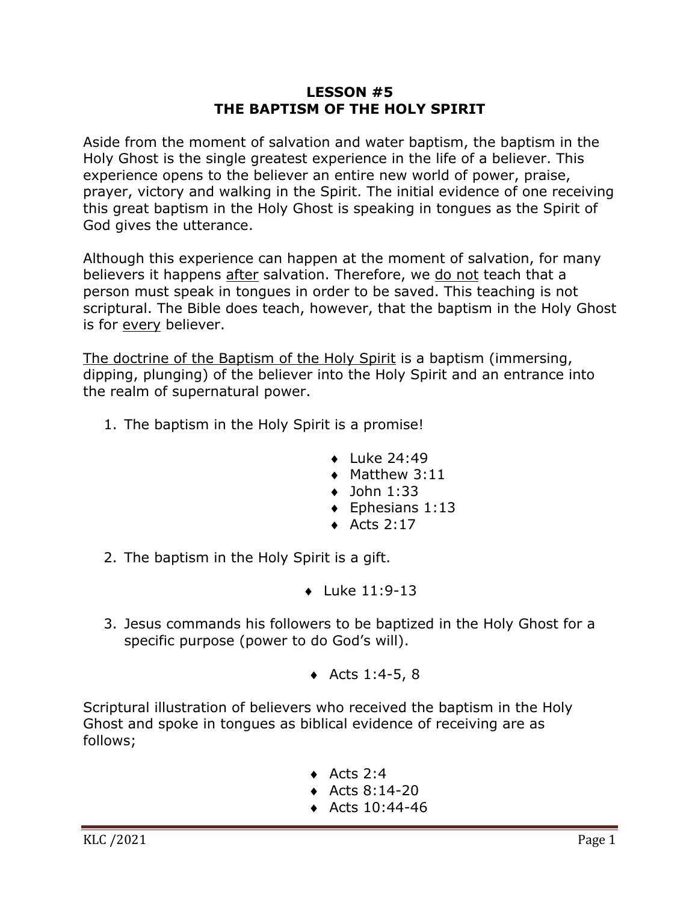# LESSON #5
# THE BAPTISM OF THE HOLY SPIRIT

Aside from the moment of salvation and water baptism, the baptism in the Holy Ghost is the single greatest experience in the life of a believer. This experience opens to the believer an entire new world of power, praise, prayer, victory and walking in the Spirit. The initial evidence of one receiving this great baptism in the Holy Ghost is speaking in tongues as the Spirit of God gives the utterance.

Although this experience can happen at the moment of salvation, for many believers it happens <u>after</u> salvation. Therefore, we <u>do not</u> teach that a person must speak in tongues in order to be saved. This teaching is not scriptural. The Bible does teach, however, that the baptism in the Holy Ghost is for <u>every</u> believer.

<u>The doctrine of the Baptism of the Holy Spirit</u> is a baptism (immersing, dipping, plunging) of the believer into the Holy Spirit and an entrance into the realm of supernatural power.

1. The baptism in the Holy Spirit is a promise!
   - Luke 24:49
   - Matthew 3:11
   - John 1:33
   - Ephesians 1:13
   - Acts 2:17
2. The baptism in the Holy Spirit is a gift.
   - Luke 11:9-13
3. Jesus commands his followers to be baptized in the Holy Ghost for a specific purpose (power to do God's will).
   - Acts 1:4-5, 8

Scriptural illustration of believers who received the baptism in the Holy Ghost and spoke in tongues as biblical evidence of receiving are as follows;

- Acts 2:4
- Acts 8:14-20
- Acts 10:44-46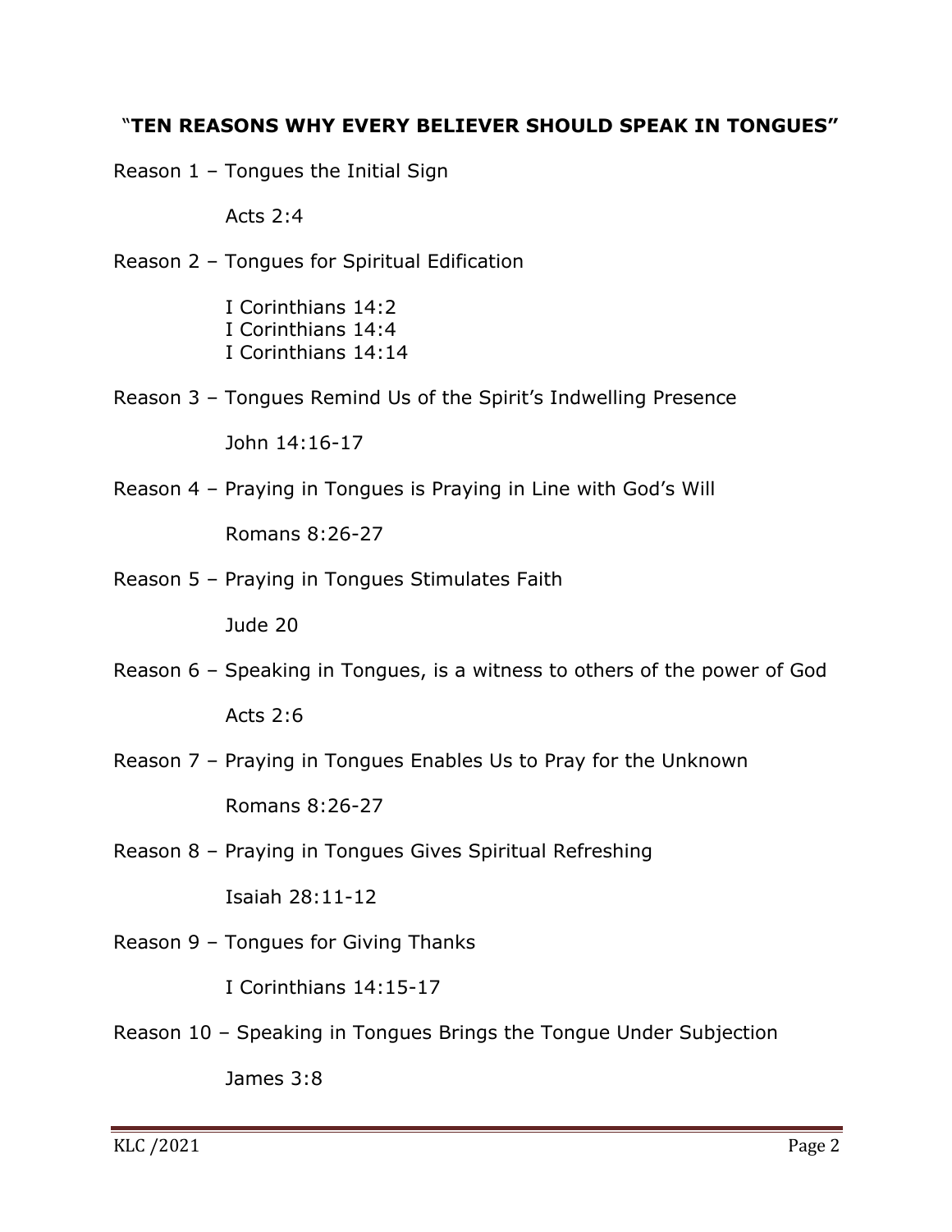## "TEN REASONS WHY EVERY BELIEVER SHOULD SPEAK IN TONGUES"

Reason 1 – Tongues the Initial Sign

Acts 2:4

Reason 2 – Tongues for Spiritual Edification

I Corinthians 14:2
I Corinthians 14:4
I Corinthians 14:14

Reason 3 – Tongues Remind Us of the Spirit's Indwelling Presence

John 14:16-17

Reason 4 – Praying in Tongues is Praying in Line with God's Will

Romans 8:26-27

Reason 5 – Praying in Tongues Stimulates Faith

Jude 20

Reason 6 – Speaking in Tongues, is a witness to others of the power of God

Acts 2:6

Reason 7 – Praying in Tongues Enables Us to Pray for the Unknown

Romans 8:26-27

Reason 8 – Praying in Tongues Gives Spiritual Refreshing

Isaiah 28:11-12

Reason 9 – Tongues for Giving Thanks

I Corinthians 14:15-17

Reason 10 – Speaking in Tongues Brings the Tongue Under Subjection

James 3:8